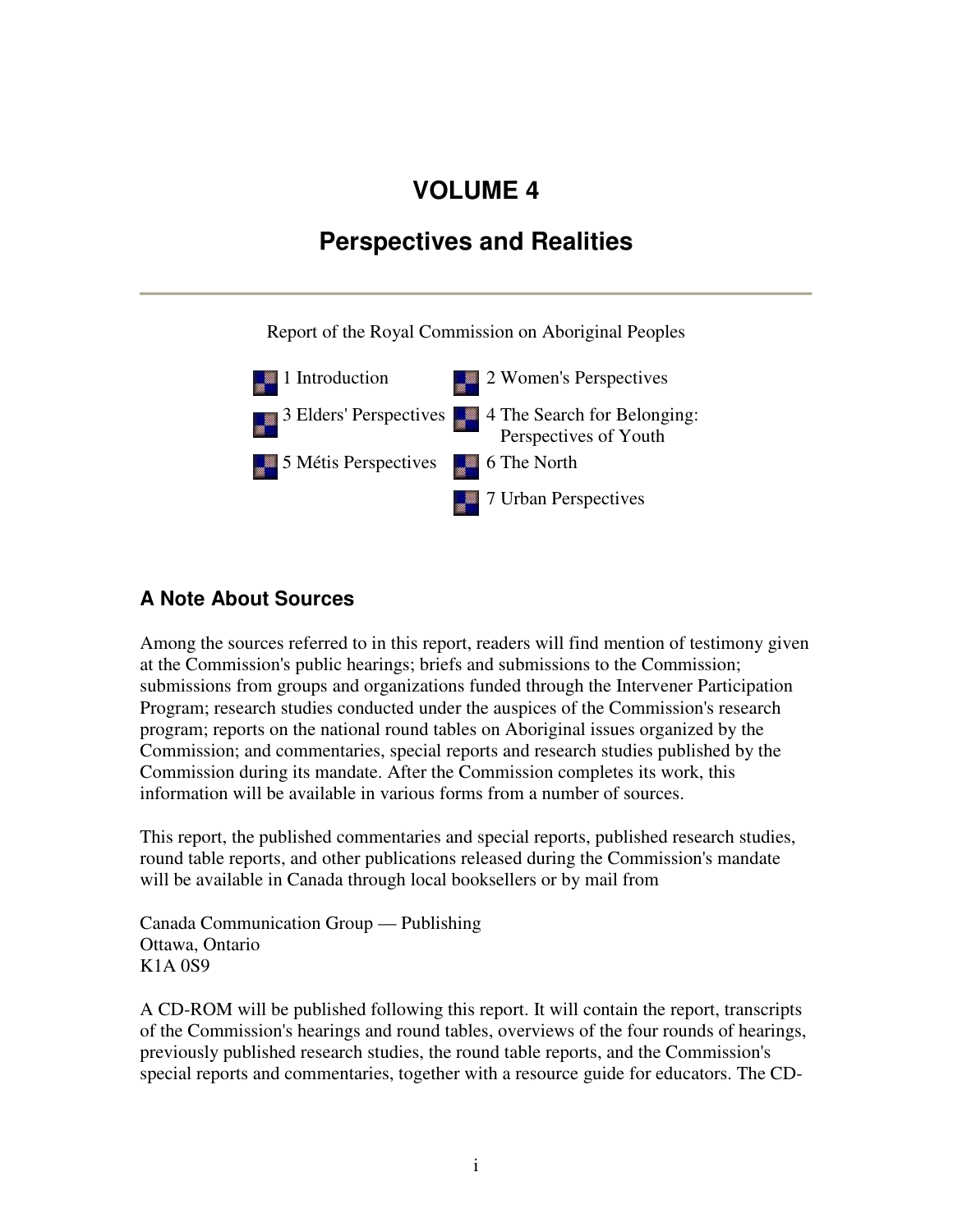# VOLUME 4

## Perspectives and Realities

Report of the Royal Commission on Aboriginal Peoples

- 1 Introduction
- 2 Women's Perspectives
- 3 Elders' Perspectives
- 4 The Search for Belonging: Perspectives of Youth
- 5 Métis Perspectives
- 6 The North
- 7 Urban Perspectives

## A Note About Sources

Among the sources referred to in this report, readers will find mention of testimony given at the Commission's public hearings; briefs and submissions to the Commission; submissions from groups and organizations funded through the Intervener Participation Program; research studies conducted under the auspices of the Commission's research program; reports on the national round tables on Aboriginal issues organized by the Commission; and commentaries, special reports and research studies published by the Commission during its mandate. After the Commission completes its work, this information will be available in various forms from a number of sources.

This report, the published commentaries and special reports, published research studies, round table reports, and other publications released during the Commission's mandate will be available in Canada through local booksellers or by mail from

Canada Communication Group — Publishing
Ottawa, Ontario
K1A 0S9

A CD-ROM will be published following this report. It will contain the report, transcripts of the Commission's hearings and round tables, overviews of the four rounds of hearings, previously published research studies, the round table reports, and the Commission's special reports and commentaries, together with a resource guide for educators. The CD-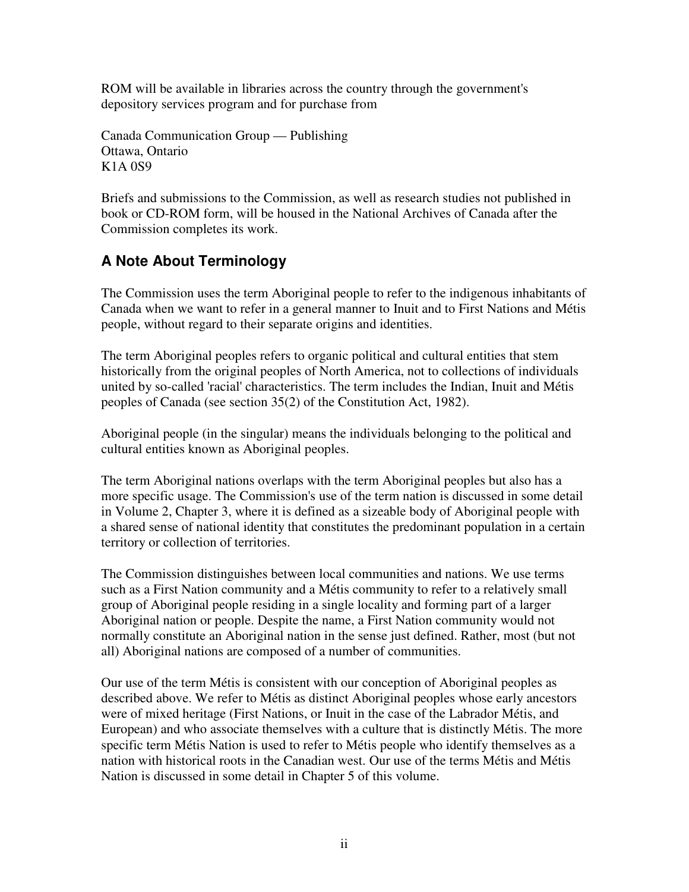ROM will be available in libraries across the country through the government's depository services program and for purchase from

Canada Communication Group — Publishing
Ottawa, Ontario
K1A 0S9

Briefs and submissions to the Commission, as well as research studies not published in book or CD-ROM form, will be housed in the National Archives of Canada after the Commission completes its work.

## A Note About Terminology

The Commission uses the term Aboriginal people to refer to the indigenous inhabitants of Canada when we want to refer in a general manner to Inuit and to First Nations and Métis people, without regard to their separate origins and identities.

The term Aboriginal peoples refers to organic political and cultural entities that stem historically from the original peoples of North America, not to collections of individuals united by so-called 'racial' characteristics. The term includes the Indian, Inuit and Métis peoples of Canada (see section 35(2) of the Constitution Act, 1982).

Aboriginal people (in the singular) means the individuals belonging to the political and cultural entities known as Aboriginal peoples.

The term Aboriginal nations overlaps with the term Aboriginal peoples but also has a more specific usage. The Commission's use of the term nation is discussed in some detail in Volume 2, Chapter 3, where it is defined as a sizeable body of Aboriginal people with a shared sense of national identity that constitutes the predominant population in a certain territory or collection of territories.

The Commission distinguishes between local communities and nations. We use terms such as a First Nation community and a Métis community to refer to a relatively small group of Aboriginal people residing in a single locality and forming part of a larger Aboriginal nation or people. Despite the name, a First Nation community would not normally constitute an Aboriginal nation in the sense just defined. Rather, most (but not all) Aboriginal nations are composed of a number of communities.

Our use of the term Métis is consistent with our conception of Aboriginal peoples as described above. We refer to Métis as distinct Aboriginal peoples whose early ancestors were of mixed heritage (First Nations, or Inuit in the case of the Labrador Métis, and European) and who associate themselves with a culture that is distinctly Métis. The more specific term Métis Nation is used to refer to Métis people who identify themselves as a nation with historical roots in the Canadian west. Our use of the terms Métis and Métis Nation is discussed in some detail in Chapter 5 of this volume.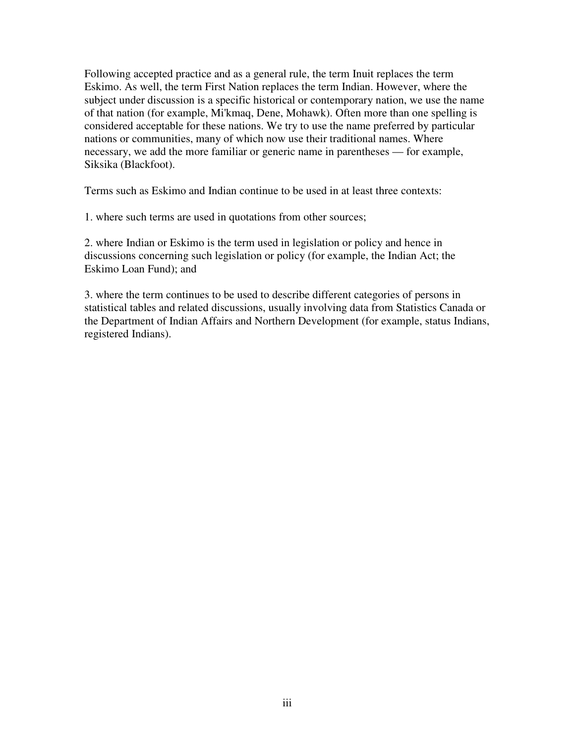Following accepted practice and as a general rule, the term Inuit replaces the term Eskimo. As well, the term First Nation replaces the term Indian. However, where the subject under discussion is a specific historical or contemporary nation, we use the name of that nation (for example, Mi'kmaq, Dene, Mohawk). Often more than one spelling is considered acceptable for these nations. We try to use the name preferred by particular nations or communities, many of which now use their traditional names. Where necessary, we add the more familiar or generic name in parentheses — for example, Siksika (Blackfoot).

Terms such as Eskimo and Indian continue to be used in at least three contexts:

1. where such terms are used in quotations from other sources;

2. where Indian or Eskimo is the term used in legislation or policy and hence in discussions concerning such legislation or policy (for example, the Indian Act; the Eskimo Loan Fund); and

3. where the term continues to be used to describe different categories of persons in statistical tables and related discussions, usually involving data from Statistics Canada or the Department of Indian Affairs and Northern Development (for example, status Indians, registered Indians).